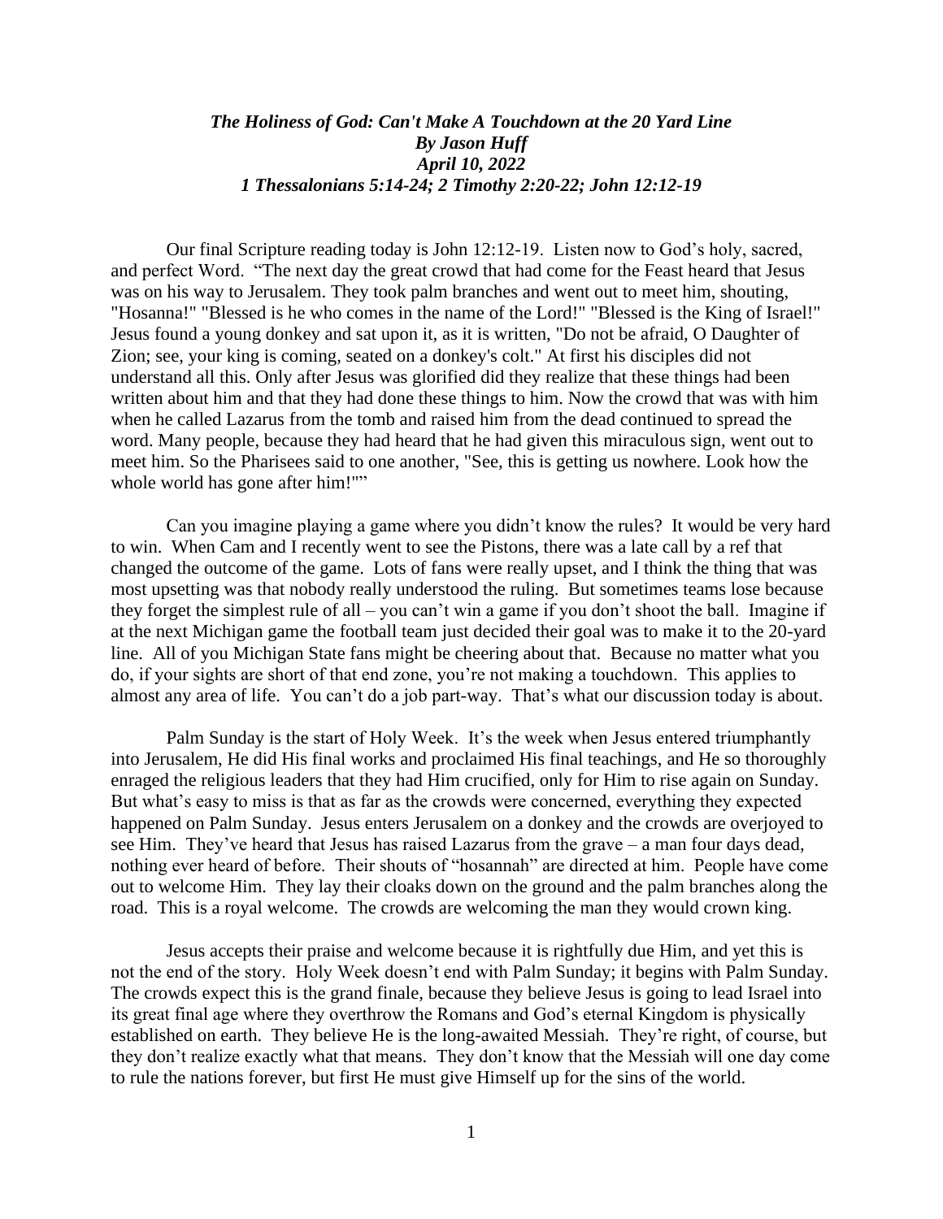***The Holiness of God: Can't Make A Touchdown at the 20 Yard Line***
***By Jason Huff***
***April 10, 2022***
***1 Thessalonians 5:14-24; 2 Timothy 2:20-22; John 12:12-19***

Our final Scripture reading today is John 12:12-19. Listen now to God's holy, sacred, and perfect Word. "The next day the great crowd that had come for the Feast heard that Jesus was on his way to Jerusalem. They took palm branches and went out to meet him, shouting, "Hosanna!" "Blessed is he who comes in the name of the Lord!" "Blessed is the King of Israel!" Jesus found a young donkey and sat upon it, as it is written, "Do not be afraid, O Daughter of Zion; see, your king is coming, seated on a donkey's colt." At first his disciples did not understand all this. Only after Jesus was glorified did they realize that these things had been written about him and that they had done these things to him. Now the crowd that was with him when he called Lazarus from the tomb and raised him from the dead continued to spread the word. Many people, because they had heard that he had given this miraculous sign, went out to meet him. So the Pharisees said to one another, "See, this is getting us nowhere. Look how the whole world has gone after him!""

Can you imagine playing a game where you didn't know the rules? It would be very hard to win. When Cam and I recently went to see the Pistons, there was a late call by a ref that changed the outcome of the game. Lots of fans were really upset, and I think the thing that was most upsetting was that nobody really understood the ruling. But sometimes teams lose because they forget the simplest rule of all – you can't win a game if you don't shoot the ball. Imagine if at the next Michigan game the football team just decided their goal was to make it to the 20-yard line. All of you Michigan State fans might be cheering about that. Because no matter what you do, if your sights are short of that end zone, you're not making a touchdown. This applies to almost any area of life. You can't do a job part-way. That's what our discussion today is about.

Palm Sunday is the start of Holy Week. It's the week when Jesus entered triumphantly into Jerusalem, He did His final works and proclaimed His final teachings, and He so thoroughly enraged the religious leaders that they had Him crucified, only for Him to rise again on Sunday. But what's easy to miss is that as far as the crowds were concerned, everything they expected happened on Palm Sunday. Jesus enters Jerusalem on a donkey and the crowds are overjoyed to see Him. They've heard that Jesus has raised Lazarus from the grave – a man four days dead, nothing ever heard of before. Their shouts of "hosannah" are directed at him. People have come out to welcome Him. They lay their cloaks down on the ground and the palm branches along the road. This is a royal welcome. The crowds are welcoming the man they would crown king.

Jesus accepts their praise and welcome because it is rightfully due Him, and yet this is not the end of the story. Holy Week doesn't end with Palm Sunday; it begins with Palm Sunday. The crowds expect this is the grand finale, because they believe Jesus is going to lead Israel into its great final age where they overthrow the Romans and God's eternal Kingdom is physically established on earth. They believe He is the long-awaited Messiah. They're right, of course, but they don't realize exactly what that means. They don't know that the Messiah will one day come to rule the nations forever, but first He must give Himself up for the sins of the world.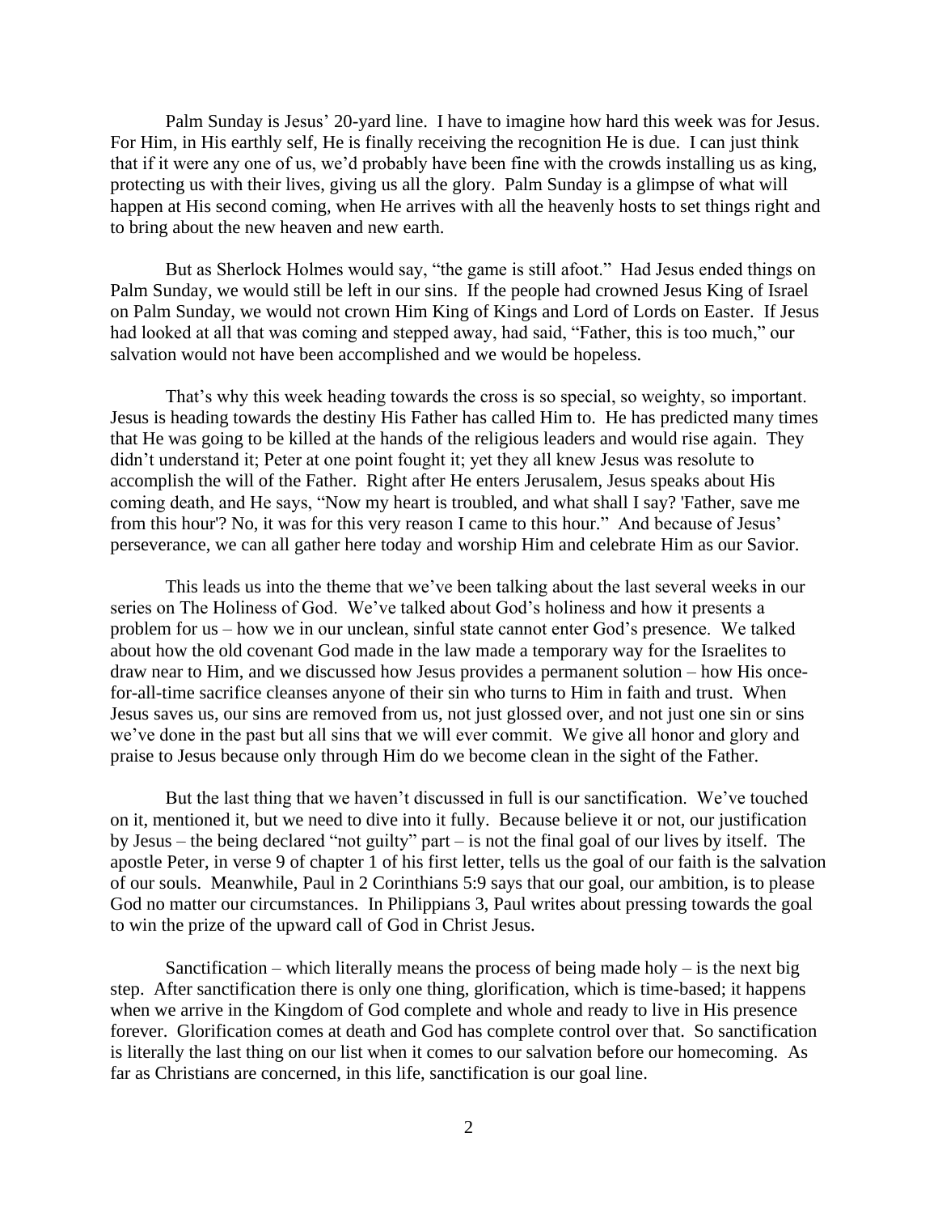Palm Sunday is Jesus' 20-yard line. I have to imagine how hard this week was for Jesus. For Him, in His earthly self, He is finally receiving the recognition He is due. I can just think that if it were any one of us, we'd probably have been fine with the crowds installing us as king, protecting us with their lives, giving us all the glory. Palm Sunday is a glimpse of what will happen at His second coming, when He arrives with all the heavenly hosts to set things right and to bring about the new heaven and new earth.

But as Sherlock Holmes would say, "the game is still afoot." Had Jesus ended things on Palm Sunday, we would still be left in our sins. If the people had crowned Jesus King of Israel on Palm Sunday, we would not crown Him King of Kings and Lord of Lords on Easter. If Jesus had looked at all that was coming and stepped away, had said, "Father, this is too much," our salvation would not have been accomplished and we would be hopeless.

That's why this week heading towards the cross is so special, so weighty, so important. Jesus is heading towards the destiny His Father has called Him to. He has predicted many times that He was going to be killed at the hands of the religious leaders and would rise again. They didn't understand it; Peter at one point fought it; yet they all knew Jesus was resolute to accomplish the will of the Father. Right after He enters Jerusalem, Jesus speaks about His coming death, and He says, "Now my heart is troubled, and what shall I say? 'Father, save me from this hour'? No, it was for this very reason I came to this hour." And because of Jesus' perseverance, we can all gather here today and worship Him and celebrate Him as our Savior.

This leads us into the theme that we've been talking about the last several weeks in our series on The Holiness of God. We've talked about God's holiness and how it presents a problem for us – how we in our unclean, sinful state cannot enter God's presence. We talked about how the old covenant God made in the law made a temporary way for the Israelites to draw near to Him, and we discussed how Jesus provides a permanent solution – how His once-for-all-time sacrifice cleanses anyone of their sin who turns to Him in faith and trust. When Jesus saves us, our sins are removed from us, not just glossed over, and not just one sin or sins we've done in the past but all sins that we will ever commit. We give all honor and glory and praise to Jesus because only through Him do we become clean in the sight of the Father.

But the last thing that we haven't discussed in full is our sanctification. We've touched on it, mentioned it, but we need to dive into it fully. Because believe it or not, our justification by Jesus – the being declared "not guilty" part – is not the final goal of our lives by itself. The apostle Peter, in verse 9 of chapter 1 of his first letter, tells us the goal of our faith is the salvation of our souls. Meanwhile, Paul in 2 Corinthians 5:9 says that our goal, our ambition, is to please God no matter our circumstances. In Philippians 3, Paul writes about pressing towards the goal to win the prize of the upward call of God in Christ Jesus.

Sanctification – which literally means the process of being made holy – is the next big step. After sanctification there is only one thing, glorification, which is time-based; it happens when we arrive in the Kingdom of God complete and whole and ready to live in His presence forever. Glorification comes at death and God has complete control over that. So sanctification is literally the last thing on our list when it comes to our salvation before our homecoming. As far as Christians are concerned, in this life, sanctification is our goal line.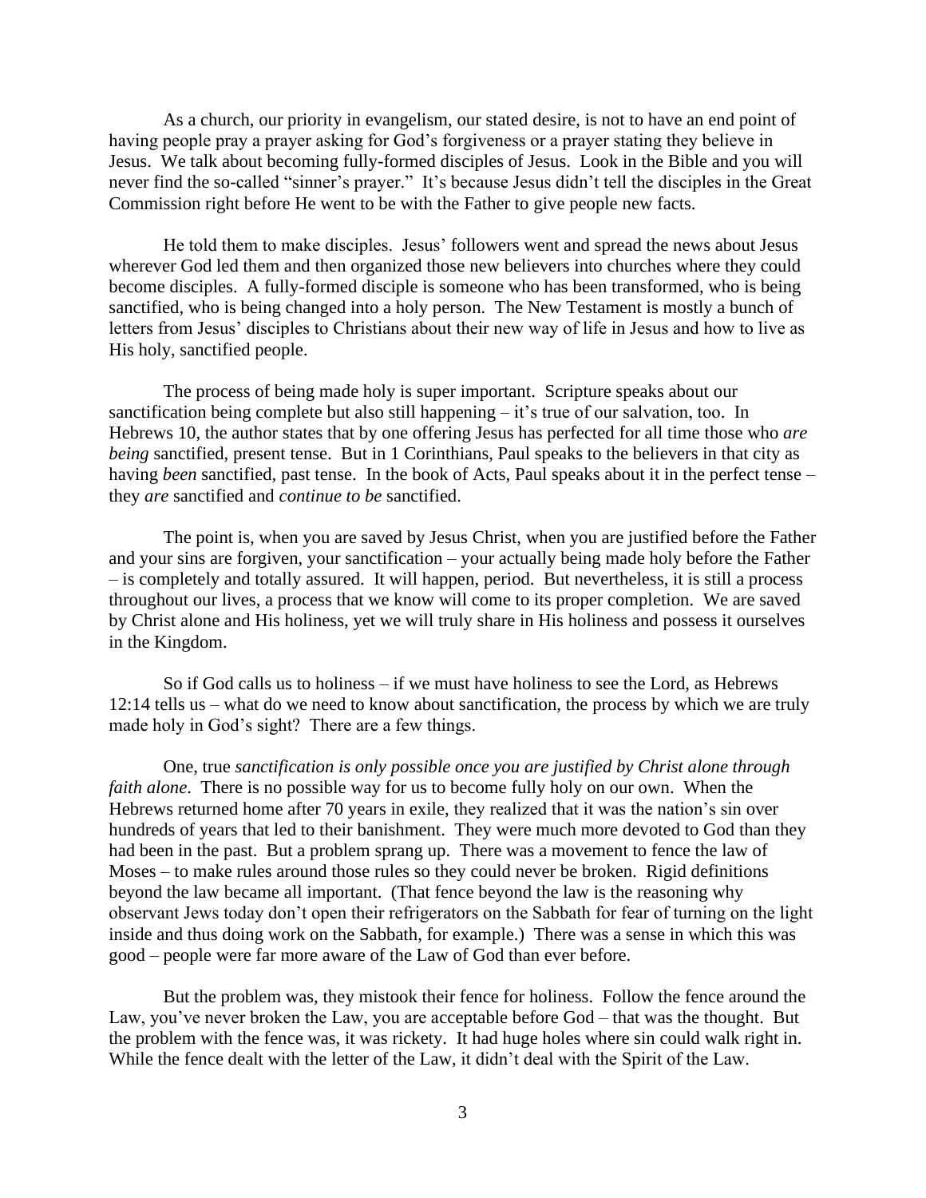As a church, our priority in evangelism, our stated desire, is not to have an end point of having people pray a prayer asking for God's forgiveness or a prayer stating they believe in Jesus. We talk about becoming fully-formed disciples of Jesus. Look in the Bible and you will never find the so-called "sinner's prayer." It's because Jesus didn't tell the disciples in the Great Commission right before He went to be with the Father to give people new facts.

He told them to make disciples. Jesus' followers went and spread the news about Jesus wherever God led them and then organized those new believers into churches where they could become disciples. A fully-formed disciple is someone who has been transformed, who is being sanctified, who is being changed into a holy person. The New Testament is mostly a bunch of letters from Jesus' disciples to Christians about their new way of life in Jesus and how to live as His holy, sanctified people.

The process of being made holy is super important. Scripture speaks about our sanctification being complete but also still happening – it's true of our salvation, too. In Hebrews 10, the author states that by one offering Jesus has perfected for all time those who *are being* sanctified, present tense. But in 1 Corinthians, Paul speaks to the believers in that city as having *been* sanctified, past tense. In the book of Acts, Paul speaks about it in the perfect tense – they *are* sanctified and *continue to be* sanctified.

The point is, when you are saved by Jesus Christ, when you are justified before the Father and your sins are forgiven, your sanctification – your actually being made holy before the Father – is completely and totally assured. It will happen, period. But nevertheless, it is still a process throughout our lives, a process that we know will come to its proper completion. We are saved by Christ alone and His holiness, yet we will truly share in His holiness and possess it ourselves in the Kingdom.

So if God calls us to holiness – if we must have holiness to see the Lord, as Hebrews 12:14 tells us – what do we need to know about sanctification, the process by which we are truly made holy in God's sight? There are a few things.

One, true *sanctification is only possible once you are justified by Christ alone through faith alone*. There is no possible way for us to become fully holy on our own. When the Hebrews returned home after 70 years in exile, they realized that it was the nation's sin over hundreds of years that led to their banishment. They were much more devoted to God than they had been in the past. But a problem sprang up. There was a movement to fence the law of Moses – to make rules around those rules so they could never be broken. Rigid definitions beyond the law became all important. (That fence beyond the law is the reasoning why observant Jews today don't open their refrigerators on the Sabbath for fear of turning on the light inside and thus doing work on the Sabbath, for example.) There was a sense in which this was good – people were far more aware of the Law of God than ever before.

But the problem was, they mistook their fence for holiness. Follow the fence around the Law, you've never broken the Law, you are acceptable before God – that was the thought. But the problem with the fence was, it was rickety. It had huge holes where sin could walk right in. While the fence dealt with the letter of the Law, it didn't deal with the Spirit of the Law.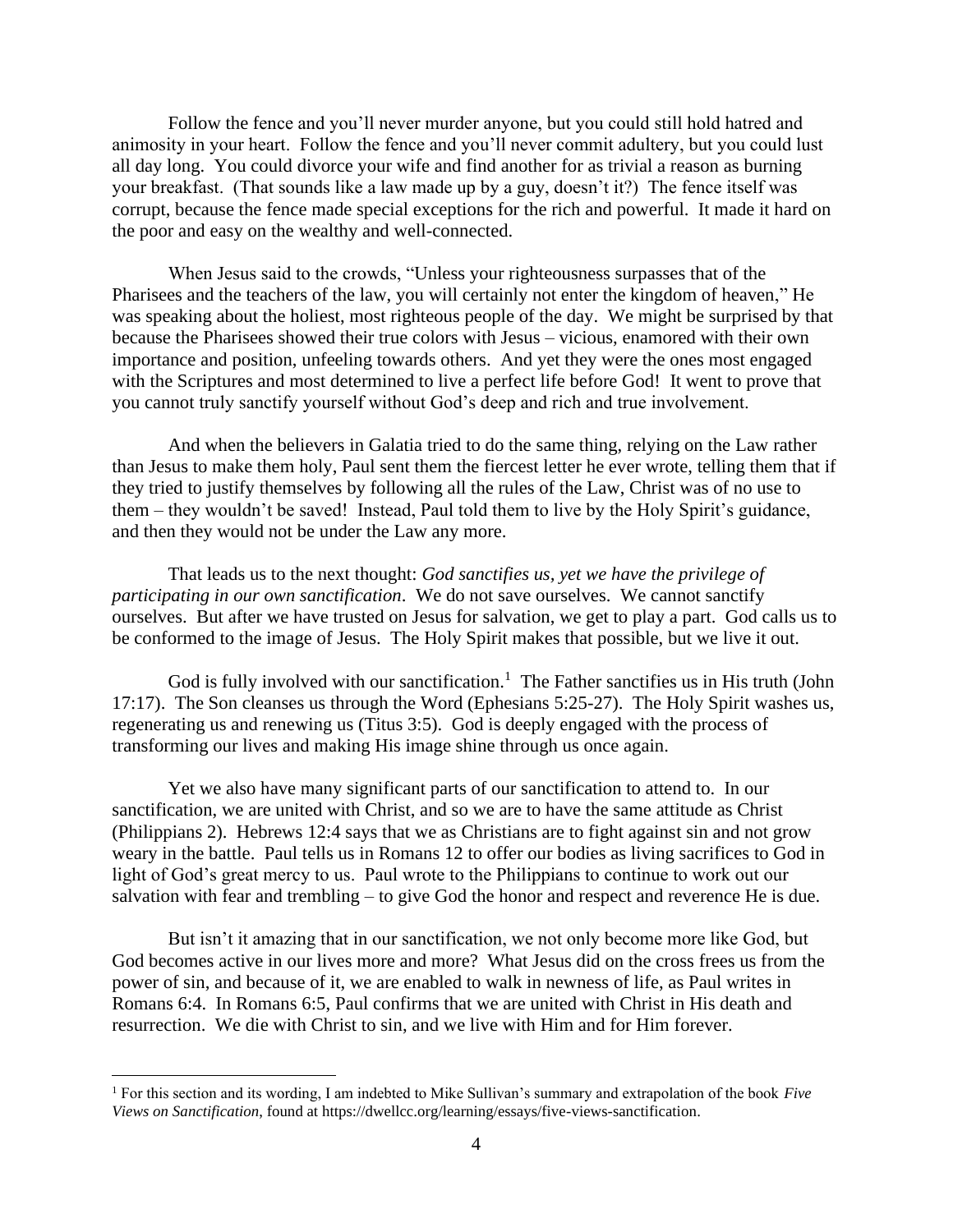Follow the fence and you'll never murder anyone, but you could still hold hatred and animosity in your heart. Follow the fence and you'll never commit adultery, but you could lust all day long. You could divorce your wife and find another for as trivial a reason as burning your breakfast. (That sounds like a law made up by a guy, doesn't it?) The fence itself was corrupt, because the fence made special exceptions for the rich and powerful. It made it hard on the poor and easy on the wealthy and well-connected.

When Jesus said to the crowds, "Unless your righteousness surpasses that of the Pharisees and the teachers of the law, you will certainly not enter the kingdom of heaven," He was speaking about the holiest, most righteous people of the day. We might be surprised by that because the Pharisees showed their true colors with Jesus – vicious, enamored with their own importance and position, unfeeling towards others. And yet they were the ones most engaged with the Scriptures and most determined to live a perfect life before God! It went to prove that you cannot truly sanctify yourself without God's deep and rich and true involvement.

And when the believers in Galatia tried to do the same thing, relying on the Law rather than Jesus to make them holy, Paul sent them the fiercest letter he ever wrote, telling them that if they tried to justify themselves by following all the rules of the Law, Christ was of no use to them – they wouldn't be saved! Instead, Paul told them to live by the Holy Spirit's guidance, and then they would not be under the Law any more.

That leads us to the next thought: *God sanctifies us, yet we have the privilege of participating in our own sanctification*. We do not save ourselves. We cannot sanctify ourselves. But after we have trusted on Jesus for salvation, we get to play a part. God calls us to be conformed to the image of Jesus. The Holy Spirit makes that possible, but we live it out.

God is fully involved with our sanctification.[1] The Father sanctifies us in His truth (John 17:17). The Son cleanses us through the Word (Ephesians 5:25-27). The Holy Spirit washes us, regenerating us and renewing us (Titus 3:5). God is deeply engaged with the process of transforming our lives and making His image shine through us once again.

Yet we also have many significant parts of our sanctification to attend to. In our sanctification, we are united with Christ, and so we are to have the same attitude as Christ (Philippians 2). Hebrews 12:4 says that we as Christians are to fight against sin and not grow weary in the battle. Paul tells us in Romans 12 to offer our bodies as living sacrifices to God in light of God's great mercy to us. Paul wrote to the Philippians to continue to work out our salvation with fear and trembling – to give God the honor and respect and reverence He is due.

But isn't it amazing that in our sanctification, we not only become more like God, but God becomes active in our lives more and more? What Jesus did on the cross frees us from the power of sin, and because of it, we are enabled to walk in newness of life, as Paul writes in Romans 6:4. In Romans 6:5, Paul confirms that we are united with Christ in His death and resurrection. We die with Christ to sin, and we live with Him and for Him forever.

---

[1] For this section and its wording, I am indebted to Mike Sullivan's summary and extrapolation of the book *Five Views on Sanctification*, found at https://dwellcc.org/learning/essays/five-views-sanctification.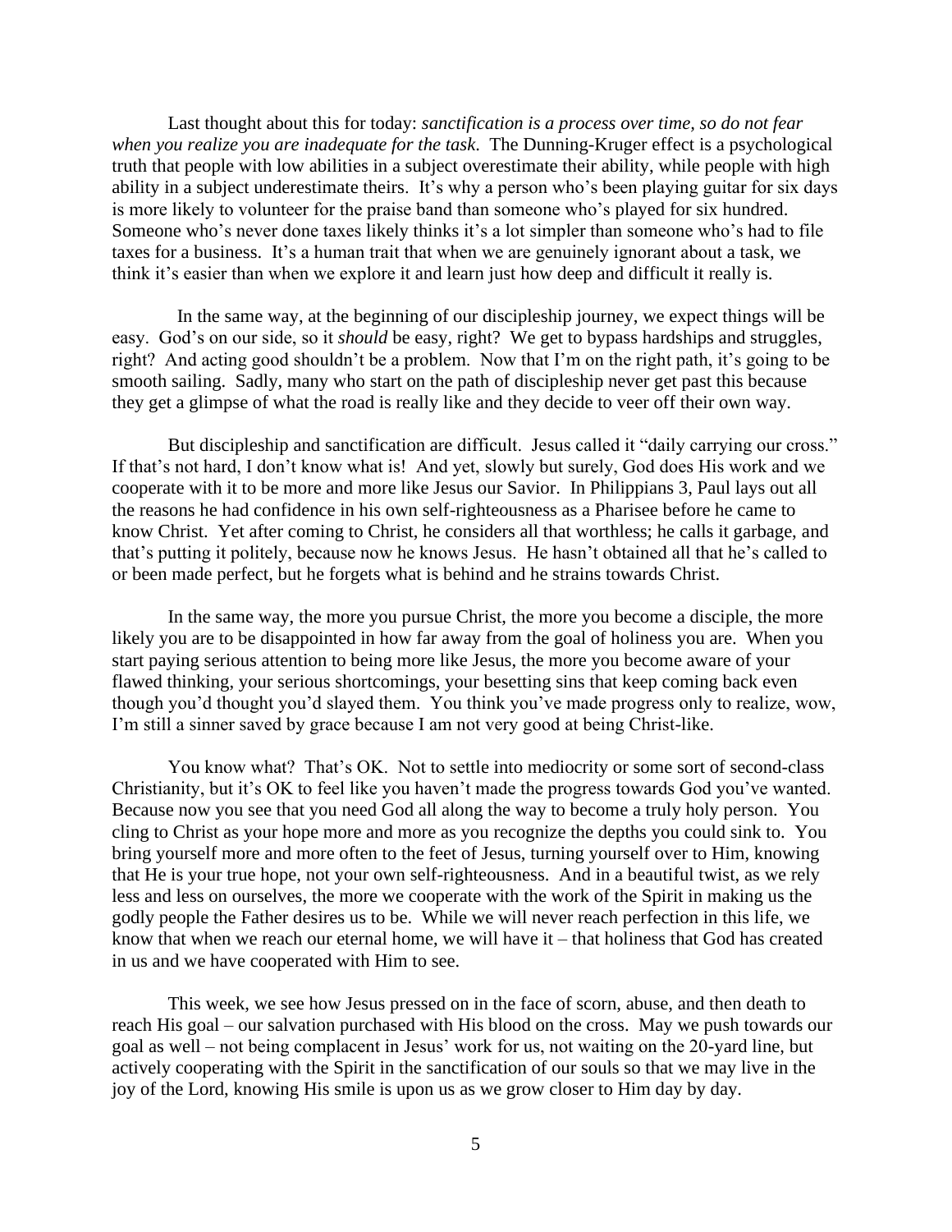Last thought about this for today: *sanctification is a process over time, so do not fear when you realize you are inadequate for the task*. The Dunning-Kruger effect is a psychological truth that people with low abilities in a subject overestimate their ability, while people with high ability in a subject underestimate theirs. It's why a person who's been playing guitar for six days is more likely to volunteer for the praise band than someone who's played for six hundred. Someone who's never done taxes likely thinks it's a lot simpler than someone who's had to file taxes for a business. It's a human trait that when we are genuinely ignorant about a task, we think it's easier than when we explore it and learn just how deep and difficult it really is.

In the same way, at the beginning of our discipleship journey, we expect things will be easy. God's on our side, so it *should* be easy, right? We get to bypass hardships and struggles, right? And acting good shouldn't be a problem. Now that I'm on the right path, it's going to be smooth sailing. Sadly, many who start on the path of discipleship never get past this because they get a glimpse of what the road is really like and they decide to veer off their own way.

But discipleship and sanctification are difficult. Jesus called it "daily carrying our cross." If that's not hard, I don't know what is! And yet, slowly but surely, God does His work and we cooperate with it to be more and more like Jesus our Savior. In Philippians 3, Paul lays out all the reasons he had confidence in his own self-righteousness as a Pharisee before he came to know Christ. Yet after coming to Christ, he considers all that worthless; he calls it garbage, and that's putting it politely, because now he knows Jesus. He hasn't obtained all that he's called to or been made perfect, but he forgets what is behind and he strains towards Christ.

In the same way, the more you pursue Christ, the more you become a disciple, the more likely you are to be disappointed in how far away from the goal of holiness you are. When you start paying serious attention to being more like Jesus, the more you become aware of your flawed thinking, your serious shortcomings, your besetting sins that keep coming back even though you'd thought you'd slayed them. You think you've made progress only to realize, wow, I'm still a sinner saved by grace because I am not very good at being Christ-like.

You know what? That's OK. Not to settle into mediocrity or some sort of second-class Christianity, but it's OK to feel like you haven't made the progress towards God you've wanted. Because now you see that you need God all along the way to become a truly holy person. You cling to Christ as your hope more and more as you recognize the depths you could sink to. You bring yourself more and more often to the feet of Jesus, turning yourself over to Him, knowing that He is your true hope, not your own self-righteousness. And in a beautiful twist, as we rely less and less on ourselves, the more we cooperate with the work of the Spirit in making us the godly people the Father desires us to be. While we will never reach perfection in this life, we know that when we reach our eternal home, we will have it – that holiness that God has created in us and we have cooperated with Him to see.

This week, we see how Jesus pressed on in the face of scorn, abuse, and then death to reach His goal – our salvation purchased with His blood on the cross. May we push towards our goal as well – not being complacent in Jesus' work for us, not waiting on the 20-yard line, but actively cooperating with the Spirit in the sanctification of our souls so that we may live in the joy of the Lord, knowing His smile is upon us as we grow closer to Him day by day.